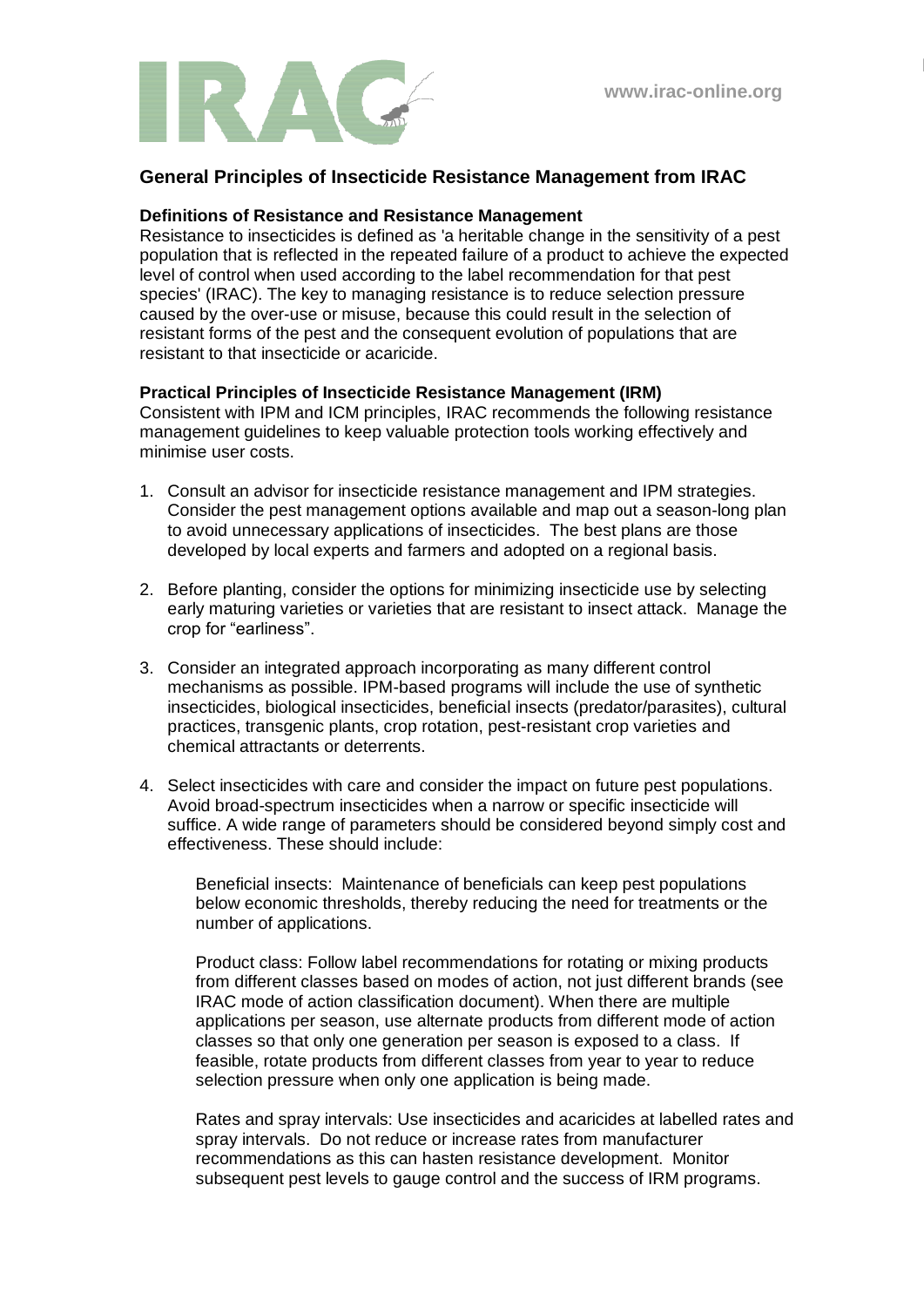# General Principles of Insecticide Resistance Management from IRAC

**Definitions of Resistance and Resistance Management**

Resistance to insecticides is defined as 'a heritable change in the sensitivity of a pest population that is reflected in the repeated failure of a product to achieve the expected level of control when used according to the label recommendation for that pest species' (IRAC). The key to managing resistance is to reduce selection pressure caused by the over-use or misuse, because this could result in the selection of resistant forms of the pest and the consequent evolution of populations that are resistant to that insecticide or acaricide.

**Practical Principles of Insecticide Resistance Management (IRM)**

Consistent with IPM and ICM principles, IRAC recommends the following resistance management guidelines to keep valuable protection tools working effectively and minimise user costs.

1. Consult an advisor for insecticide resistance management and IPM strategies. Consider the pest management options available and map out a season-long plan to avoid unnecessary applications of insecticides. The best plans are those developed by local experts and farmers and adopted on a regional basis.

2. Before planting, consider the options for minimizing insecticide use by selecting early maturing varieties or varieties that are resistant to insect attack. Manage the crop for "earliness".

3. Consider an integrated approach incorporating as many different control mechanisms as possible. IPM-based programs will include the use of synthetic insecticides, biological insecticides, beneficial insects (predator/parasites), cultural practices, transgenic plants, crop rotation, pest-resistant crop varieties and chemical attractants or deterrents.

4. Select insecticides with care and consider the impact on future pest populations. Avoid broad-spectrum insecticides when a narrow or specific insecticide will suffice. A wide range of parameters should be considered beyond simply cost and effectiveness. These should include:

   Beneficial insects: Maintenance of beneficials can keep pest populations below economic thresholds, thereby reducing the need for treatments or the number of applications.

   Product class: Follow label recommendations for rotating or mixing products from different classes based on modes of action, not just different brands (see IRAC mode of action classification document). When there are multiple applications per season, use alternate products from different mode of action classes so that only one generation per season is exposed to a class. If feasible, rotate products from different classes from year to year to reduce selection pressure when only one application is being made.

   Rates and spray intervals: Use insecticides and acaricides at labelled rates and spray intervals. Do not reduce or increase rates from manufacturer recommendations as this can hasten resistance development. Monitor subsequent pest levels to gauge control and the success of IRM programs.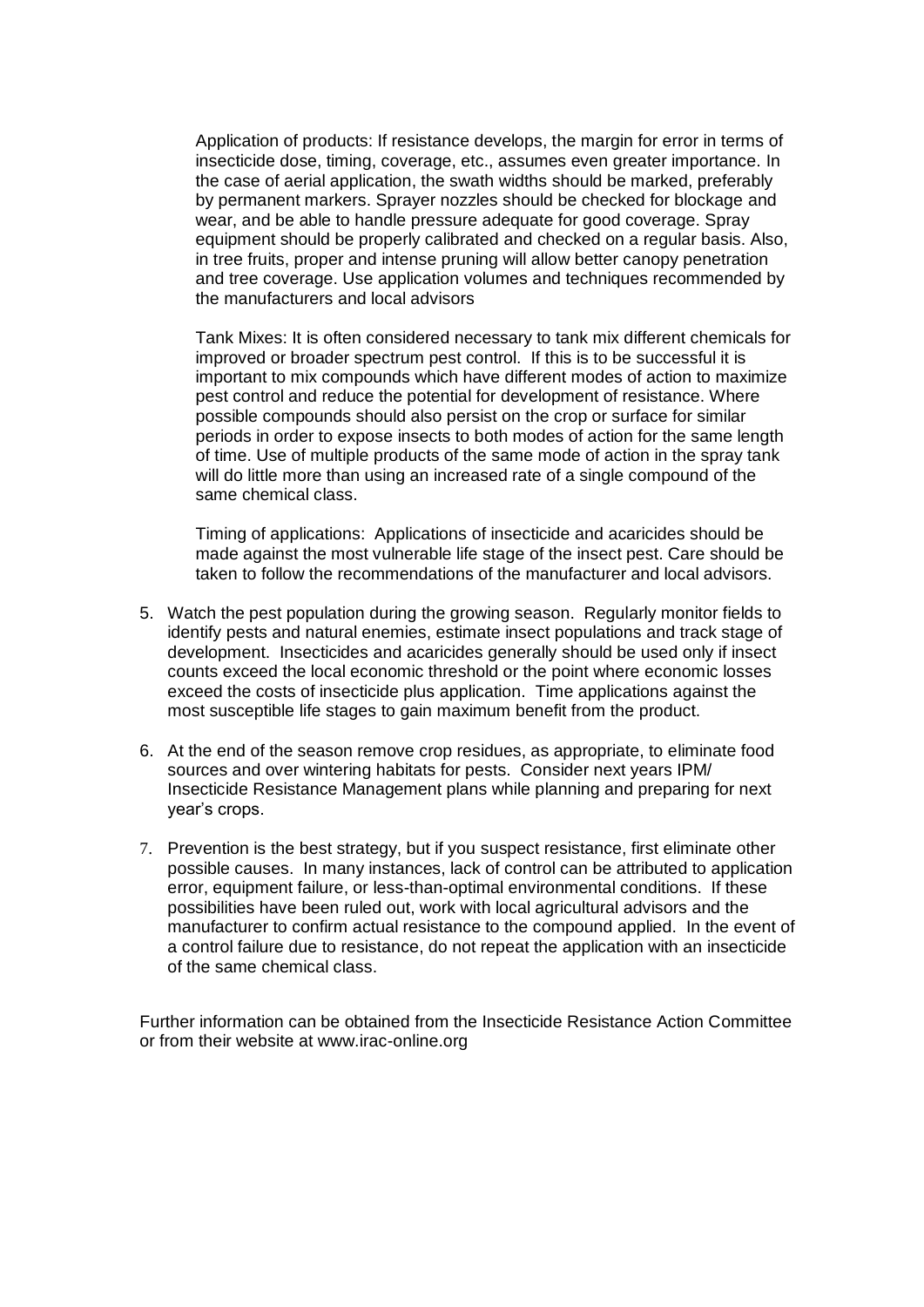Application of products: If resistance develops, the margin for error in terms of insecticide dose, timing, coverage, etc., assumes even greater importance. In the case of aerial application, the swath widths should be marked, preferably by permanent markers. Sprayer nozzles should be checked for blockage and wear, and be able to handle pressure adequate for good coverage. Spray equipment should be properly calibrated and checked on a regular basis. Also, in tree fruits, proper and intense pruning will allow better canopy penetration and tree coverage. Use application volumes and techniques recommended by the manufacturers and local advisors

Tank Mixes: It is often considered necessary to tank mix different chemicals for improved or broader spectrum pest control. If this is to be successful it is important to mix compounds which have different modes of action to maximize pest control and reduce the potential for development of resistance. Where possible compounds should also persist on the crop or surface for similar periods in order to expose insects to both modes of action for the same length of time. Use of multiple products of the same mode of action in the spray tank will do little more than using an increased rate of a single compound of the same chemical class.

Timing of applications: Applications of insecticide and acaricides should be made against the most vulnerable life stage of the insect pest. Care should be taken to follow the recommendations of the manufacturer and local advisors.

5. Watch the pest population during the growing season. Regularly monitor fields to identify pests and natural enemies, estimate insect populations and track stage of development. Insecticides and acaricides generally should be used only if insect counts exceed the local economic threshold or the point where economic losses exceed the costs of insecticide plus application. Time applications against the most susceptible life stages to gain maximum benefit from the product.

6. At the end of the season remove crop residues, as appropriate, to eliminate food sources and over wintering habitats for pests. Consider next years IPM/ Insecticide Resistance Management plans while planning and preparing for next year's crops.

7. Prevention is the best strategy, but if you suspect resistance, first eliminate other possible causes. In many instances, lack of control can be attributed to application error, equipment failure, or less-than-optimal environmental conditions. If these possibilities have been ruled out, work with local agricultural advisors and the manufacturer to confirm actual resistance to the compound applied. In the event of a control failure due to resistance, do not repeat the application with an insecticide of the same chemical class.

Further information can be obtained from the Insecticide Resistance Action Committee or from their website at www.irac-online.org